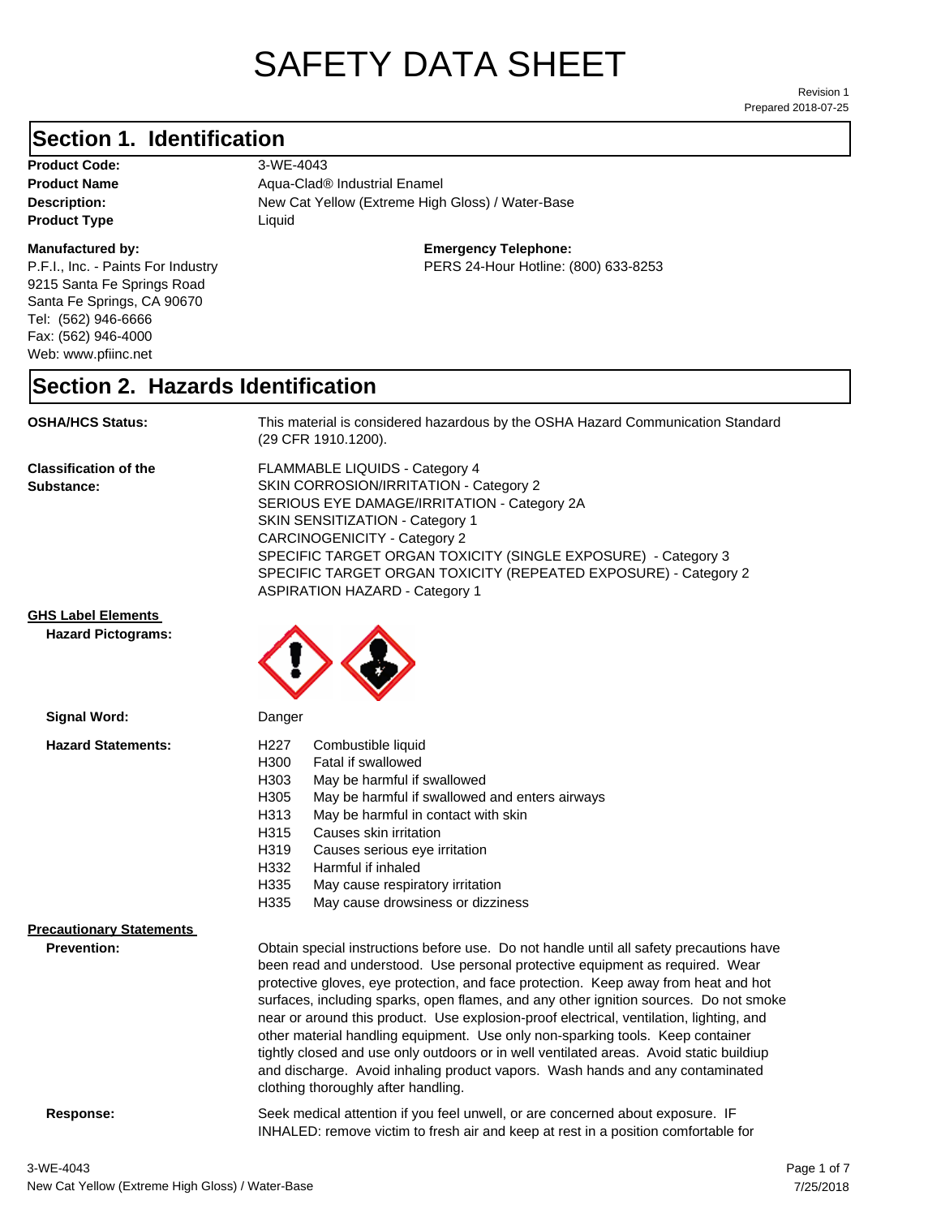# SAFETY DATA SHEET

Revision 1
Prepared 2018-07-25

## Section 1. Identification

**Product Code:** 3-WE-4043
**Product Name** Aqua-Clad® Industrial Enamel
**Description:** New Cat Yellow (Extreme High Gloss) / Water-Base
**Product Type** Liquid

**Manufactured by:**
P.F.I., Inc. - Paints For Industry
9215 Santa Fe Springs Road
Santa Fe Springs, CA 90670
Tel: (562) 946-6666
Fax: (562) 946-4000
Web: www.pfiinc.net

**Emergency Telephone:**
PERS 24-Hour Hotline: (800) 633-8253

## Section 2. Hazards Identification

**OSHA/HCS Status:** This material is considered hazardous by the OSHA Hazard Communication Standard (29 CFR 1910.1200).

**Classification of the Substance:**
FLAMMABLE LIQUIDS - Category 4
SKIN CORROSION/IRRITATION - Category 2
SERIOUS EYE DAMAGE/IRRITATION - Category 2A
SKIN SENSITIZATION - Category 1
CARCINOGENICITY - Category 2
SPECIFIC TARGET ORGAN TOXICITY (SINGLE EXPOSURE) - Category 3
SPECIFIC TARGET ORGAN TOXICITY (REPEATED EXPOSURE) - Category 2
ASPIRATION HAZARD - Category 1

**GHS Label Elements**

**Hazard Pictograms:**

**Signal Word:** Danger

**Hazard Statements:**

| | |
|---|---|
| H227 | Combustible liquid |
| H300 | Fatal if swallowed |
| H303 | May be harmful if swallowed |
| H305 | May be harmful if swallowed and enters airways |
| H313 | May be harmful in contact with skin |
| H315 | Causes skin irritation |
| H319 | Causes serious eye irritation |
| H332 | Harmful if inhaled |
| H335 | May cause respiratory irritation |
| H335 | May cause drowsiness or dizziness |

**Precautionary Statements**

**Prevention:** Obtain special instructions before use. Do not handle until all safety precautions have been read and understood. Use personal protective equipment as required. Wear protective gloves, eye protection, and face protection. Keep away from heat and hot surfaces, including sparks, open flames, and any other ignition sources. Do not smoke near or around this product. Use explosion-proof electrical, ventilation, lighting, and other material handling equipment. Use only non-sparking tools. Keep container tightly closed and use only outdoors or in well ventilated areas. Avoid static buildiup and discharge. Avoid inhaling product vapors. Wash hands and any contaminated clothing thoroughly after handling.

**Response:** Seek medical attention if you feel unwell, or are concerned about exposure. IF INHALED: remove victim to fresh air and keep at rest in a position comfortable for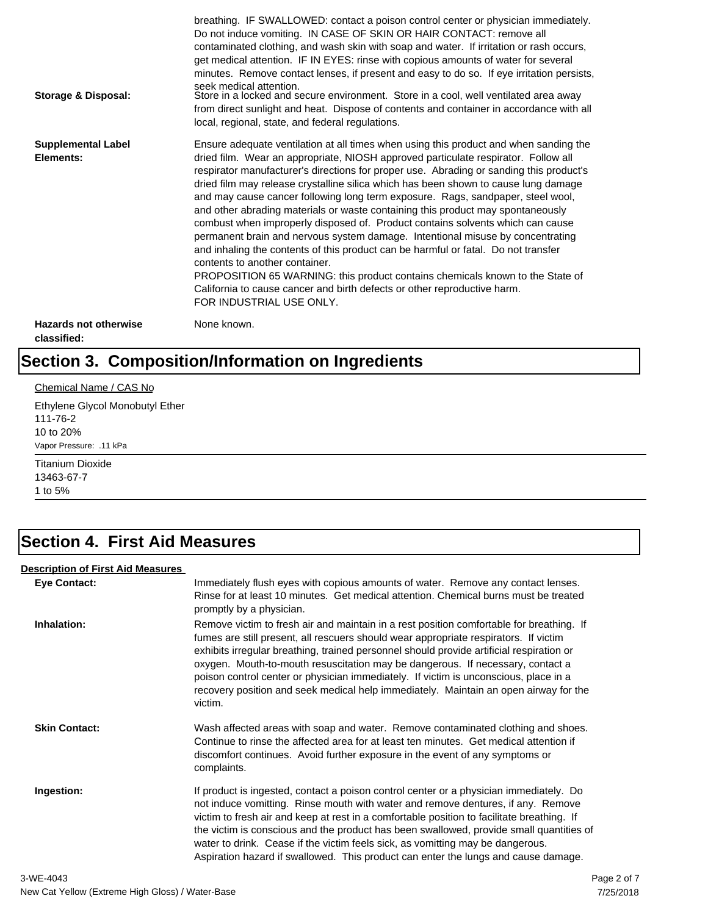breathing. IF SWALLOWED: contact a poison control center or physician immediately. Do not induce vomiting. IN CASE OF SKIN OR HAIR CONTACT: remove all contaminated clothing, and wash skin with soap and water. If irritation or rash occurs, get medical attention. IF IN EYES: rinse with copious amounts of water for several minutes. Remove contact lenses, if present and easy to do so. If eye irritation persists, seek medical attention.

**Storage & Disposal:** Store in a locked and secure environment. Store in a cool, well ventilated area away from direct sunlight and heat. Dispose of contents and container in accordance with all local, regional, state, and federal regulations.

**Supplemental Label Elements:** Ensure adequate ventilation at all times when using this product and when sanding the dried film. Wear an appropriate, NIOSH approved particulate respirator. Follow all respirator manufacturer's directions for proper use. Abrading or sanding this product's dried film may release crystalline silica which has been shown to cause lung damage and may cause cancer following long term exposure. Rags, sandpaper, steel wool, and other abrading materials or waste containing this product may spontaneously combust when improperly disposed of. Product contains solvents which can cause permanent brain and nervous system damage. Intentional misuse by concentrating and inhaling the contents of this product can be harmful or fatal. Do not transfer contents to another container.
PROPOSITION 65 WARNING: this product contains chemicals known to the State of California to cause cancer and birth defects or other reproductive harm.
FOR INDUSTRIAL USE ONLY.

**Hazards not otherwise classified:** None known.

# Section 3. Composition/Information on Ingredients

Chemical Name / CAS No

Ethylene Glycol Monobutyl Ether
111-76-2
10 to 20%
Vapor Pressure: .11 kPa

Titanium Dioxide
13463-67-7
1 to 5%

# Section 4. First Aid Measures

**Description of First Aid Measures**

**Eye Contact:** Immediately flush eyes with copious amounts of water. Remove any contact lenses. Rinse for at least 10 minutes. Get medical attention. Chemical burns must be treated promptly by a physician.

**Inhalation:** Remove victim to fresh air and maintain in a rest position comfortable for breathing. If fumes are still present, all rescuers should wear appropriate respirators. If victim exhibits irregular breathing, trained personnel should provide artificial respiration or oxygen. Mouth-to-mouth resuscitation may be dangerous. If necessary, contact a poison control center or physician immediately. If victim is unconscious, place in a recovery position and seek medical help immediately. Maintain an open airway for the victim.

**Skin Contact:** Wash affected areas with soap and water. Remove contaminated clothing and shoes. Continue to rinse the affected area for at least ten minutes. Get medical attention if discomfort continues. Avoid further exposure in the event of any symptoms or complaints.

**Ingestion:** If product is ingested, contact a poison control center or a physician immediately. Do not induce vomitting. Rinse mouth with water and remove dentures, if any. Remove victim to fresh air and keep at rest in a comfortable position to facilitate breathing. If the victim is conscious and the product has been swallowed, provide small quantities of water to drink. Cease if the victim feels sick, as vomitting may be dangerous. Aspiration hazard if swallowed. This product can enter the lungs and cause damage.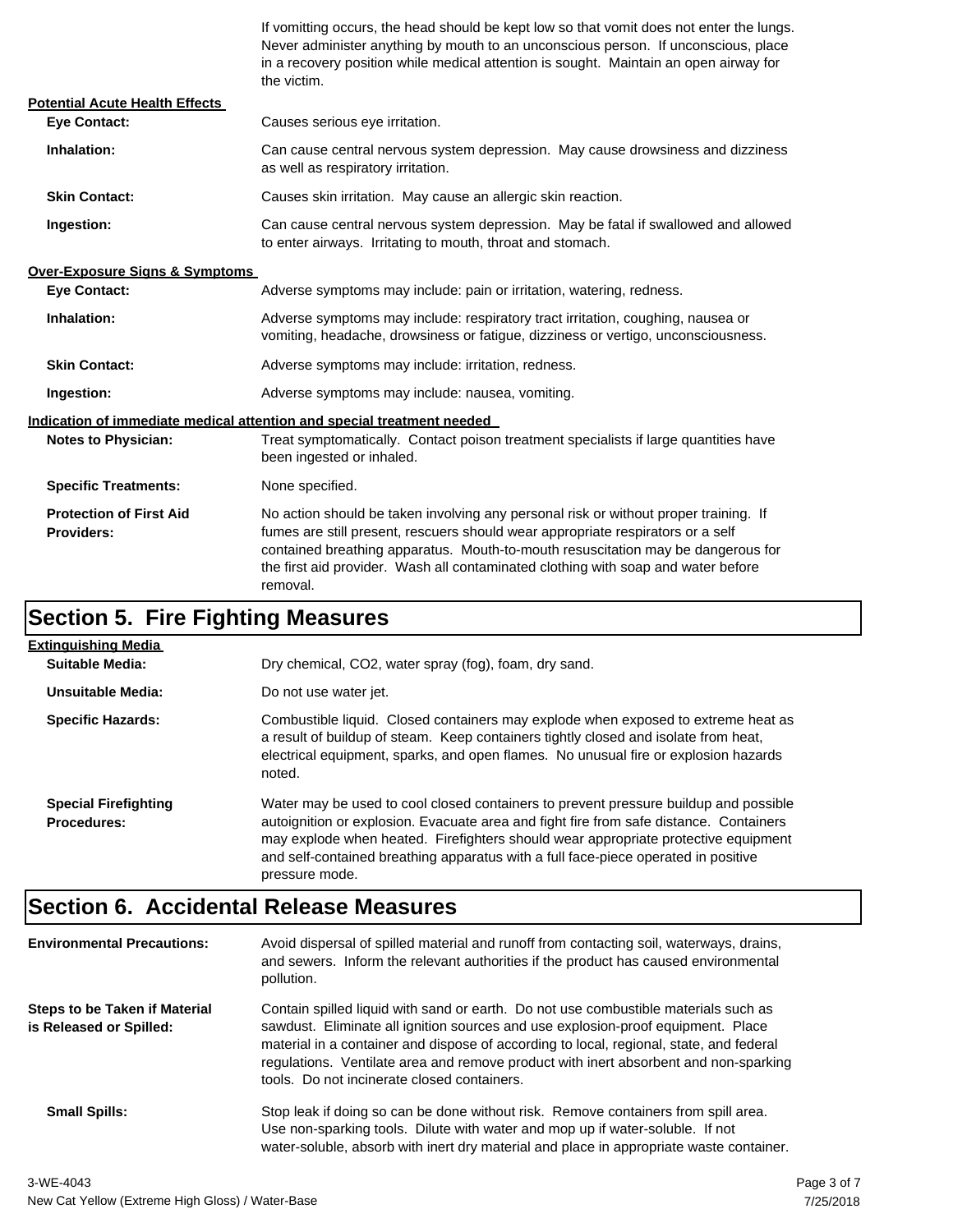If vomitting occurs, the head should be kept low so that vomit does not enter the lungs. Never administer anything by mouth to an unconscious person. If unconscious, place in a recovery position while medical attention is sought. Maintain an open airway for the victim.

**Potential Acute Health Effects**

| | |
|---|---|
| **Eye Contact:** | Causes serious eye irritation. |
| **Inhalation:** | Can cause central nervous system depression. May cause drowsiness and dizziness as well as respiratory irritation. |
| **Skin Contact:** | Causes skin irritation. May cause an allergic skin reaction. |
| **Ingestion:** | Can cause central nervous system depression. May be fatal if swallowed and allowed to enter airways. Irritating to mouth, throat and stomach. |

**Over-Exposure Signs & Symptoms**

| | |
|---|---|
| **Eye Contact:** | Adverse symptoms may include: pain or irritation, watering, redness. |
| **Inhalation:** | Adverse symptoms may include: respiratory tract irritation, coughing, nausea or vomiting, headache, drowsiness or fatigue, dizziness or vertigo, unconsciousness. |
| **Skin Contact:** | Adverse symptoms may include: irritation, redness. |
| **Ingestion:** | Adverse symptoms may include: nausea, vomiting. |

**Indication of immediate medical attention and special treatment needed**

| | |
|---|---|
| **Notes to Physician:** | Treat symptomatically. Contact poison treatment specialists if large quantities have been ingested or inhaled. |
| **Specific Treatments:** | None specified. |
| **Protection of First Aid Providers:** | No action should be taken involving any personal risk or without proper training. If fumes are still present, rescuers should wear appropriate respirators or a self contained breathing apparatus. Mouth-to-mouth resuscitation may be dangerous for the first aid provider. Wash all contaminated clothing with soap and water before removal. |

# Section 5. Fire Fighting Measures

**Extinguishing Media**

| | |
|---|---|
| **Suitable Media:** | Dry chemical, $CO_2$, water spray (fog), foam, dry sand. |
| **Unsuitable Media:** | Do not use water jet. |
| **Specific Hazards:** | Combustible liquid. Closed containers may explode when exposed to extreme heat as a result of buildup of steam. Keep containers tightly closed and isolate from heat, electrical equipment, sparks, and open flames. No unusual fire or explosion hazards noted. |
| **Special Firefighting Procedures:** | Water may be used to cool closed containers to prevent pressure buildup and possible autoignition or explosion. Evacuate area and fight fire from safe distance. Containers may explode when heated. Firefighters should wear appropriate protective equipment and self-contained breathing apparatus with a full face-piece operated in positive pressure mode. |

# Section 6. Accidental Release Measures

| | |
|---|---|
| **Environmental Precautions:** | Avoid dispersal of spilled material and runoff from contacting soil, waterways, drains, and sewers. Inform the relevant authorities if the product has caused environmental pollution. |
| **Steps to be Taken if Material is Released or Spilled:** | Contain spilled liquid with sand or earth. Do not use combustible materials such as sawdust. Eliminate all ignition sources and use explosion-proof equipment. Place material in a container and dispose of according to local, regional, state, and federal regulations. Ventilate area and remove product with inert absorbent and non-sparking tools. Do not incinerate closed containers. |
| **Small Spills:** | Stop leak if doing so can be done without risk. Remove containers from spill area. Use non-sparking tools. Dilute with water and mop up if water-soluble. If not water-soluble, absorb with inert dry material and place in appropriate waste container. |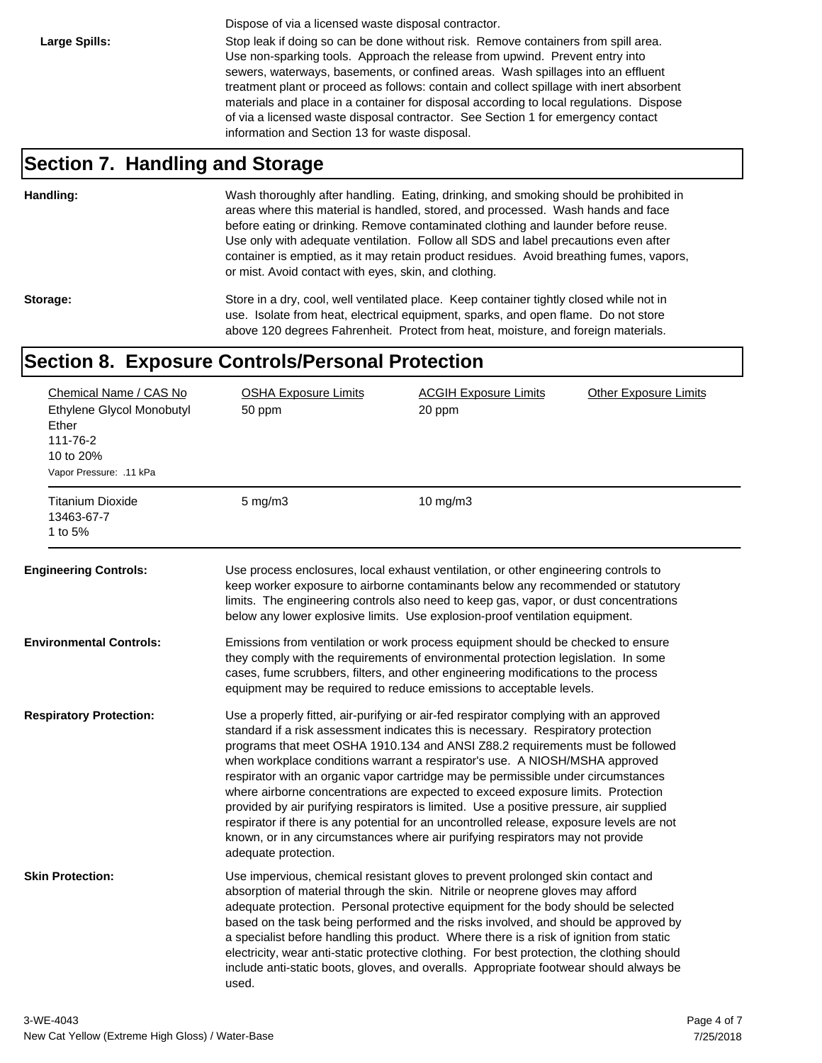Dispose of via a licensed waste disposal contractor.

**Large Spills:** Stop leak if doing so can be done without risk. Remove containers from spill area. Use non-sparking tools. Approach the release from upwind. Prevent entry into sewers, waterways, basements, or confined areas. Wash spillages into an effluent treatment plant or proceed as follows: contain and collect spillage with inert absorbent materials and place in a container for disposal according to local regulations. Dispose of via a licensed waste disposal contractor. See Section 1 for emergency contact information and Section 13 for waste disposal.

## Section 7. Handling and Storage

**Handling:** Wash thoroughly after handling. Eating, drinking, and smoking should be prohibited in areas where this material is handled, stored, and processed. Wash hands and face before eating or drinking. Remove contaminated clothing and launder before reuse. Use only with adequate ventilation. Follow all SDS and label precautions even after container is emptied, as it may retain product residues. Avoid breathing fumes, vapors, or mist. Avoid contact with eyes, skin, and clothing.

**Storage:** Store in a dry, cool, well ventilated place. Keep container tightly closed while not in use. Isolate from heat, electrical equipment, sparks, and open flame. Do not store above 120 degrees Fahrenheit. Protect from heat, moisture, and foreign materials.

## Section 8. Exposure Controls/Personal Protection

| Chemical Name / CAS No | OSHA Exposure Limits | ACGIH Exposure Limits | Other Exposure Limits |
|---|---|---|---|
| Ethylene Glycol Monobutyl Ether<br>111-76-2<br>10 to 20%<br>Vapor Pressure: .11 kPa | 50 ppm | 20 ppm | |
| Titanium Dioxide<br>13463-67-7<br>1 to 5% | 5 mg/m3 | 10 mg/m3 | |

**Engineering Controls:** Use process enclosures, local exhaust ventilation, or other engineering controls to keep worker exposure to airborne contaminants below any recommended or statutory limits. The engineering controls also need to keep gas, vapor, or dust concentrations below any lower explosive limits. Use explosion-proof ventilation equipment.

**Environmental Controls:** Emissions from ventilation or work process equipment should be checked to ensure they comply with the requirements of environmental protection legislation. In some cases, fume scrubbers, filters, and other engineering modifications to the process equipment may be required to reduce emissions to acceptable levels.

**Respiratory Protection:** Use a properly fitted, air-purifying or air-fed respirator complying with an approved standard if a risk assessment indicates this is necessary. Respiratory protection programs that meet OSHA 1910.134 and ANSI Z88.2 requirements must be followed when workplace conditions warrant a respirator's use. A NIOSH/MSHA approved respirator with an organic vapor cartridge may be permissible under circumstances where airborne concentrations are expected to exceed exposure limits. Protection provided by air purifying respirators is limited. Use a positive pressure, air supplied respirator if there is any potential for an uncontrolled release, exposure levels are not known, or in any circumstances where air purifying respirators may not provide adequate protection.

**Skin Protection:** Use impervious, chemical resistant gloves to prevent prolonged skin contact and absorption of material through the skin. Nitrile or neoprene gloves may afford adequate protection. Personal protective equipment for the body should be selected based on the task being performed and the risks involved, and should be approved by a specialist before handling this product. Where there is a risk of ignition from static electricity, wear anti-static protective clothing. For best protection, the clothing should include anti-static boots, gloves, and overalls. Appropriate footwear should always be used.

3-WE-4043
New Cat Yellow (Extreme High Gloss) / Water-Base
7/25/2018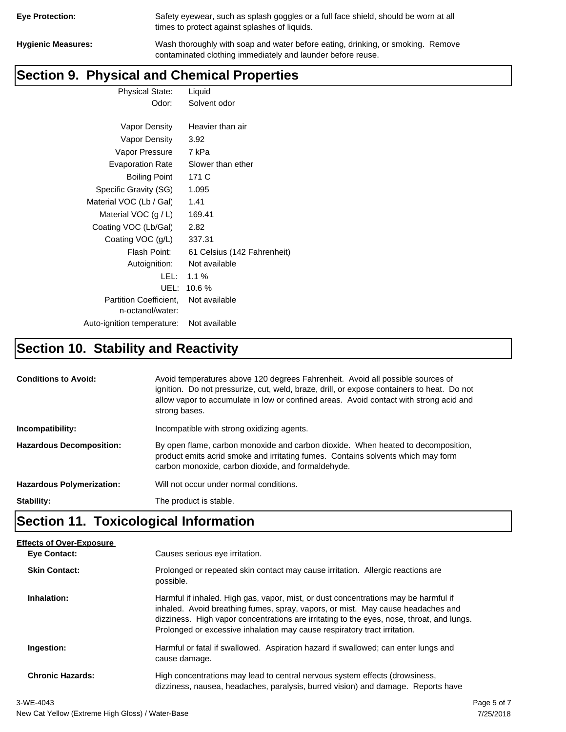**Eye Protection:** Safety eyewear, such as splash goggles or a full face shield, should be worn at all times to protect against splashes of liquids.

**Hygienic Measures:** Wash thoroughly with soap and water before eating, drinking, or smoking. Remove contaminated clothing immediately and launder before reuse.

## Section 9. Physical and Chemical Properties

| | |
|---|---|
| Physical State: | Liquid |
| Odor: | Solvent odor |
| Vapor Density | Heavier than air |
| Vapor Density | 3.92 |
| Vapor Pressure | 7 kPa |
| Evaporation Rate | Slower than ether |
| Boiling Point | 171 C |
| Specific Gravity (SG) | 1.095 |
| Material VOC (Lb / Gal) | 1.41 |
| Material VOC (g / L) | 169.41 |
| Coating VOC (Lb/Gal) | 2.82 |
| Coating VOC (g/L) | 337.31 |
| Flash Point: | 61 Celsius (142 Fahrenheit) |
| Autoignition: | Not available |
| LEL: | 1.1 % |
| UEL: | 10.6 % |
| Partition Coefficient, n-octanol/water: | Not available |
| Auto-ignition temperature: | Not available |

## Section 10. Stability and Reactivity

**Conditions to Avoid:** Avoid temperatures above 120 degrees Fahrenheit. Avoid all possible sources of ignition. Do not pressurize, cut, weld, braze, drill, or expose containers to heat. Do not allow vapor to accumulate in low or confined areas. Avoid contact with strong acid and strong bases.

**Incompatibility:** Incompatible with strong oxidizing agents.

**Hazardous Decomposition:** By open flame, carbon monoxide and carbon dioxide. When heated to decomposition, product emits acrid smoke and irritating fumes. Contains solvents which may form carbon monoxide, carbon dioxide, and formaldehyde.

**Hazardous Polymerization:** Will not occur under normal conditions.

**Stability:** The product is stable.

## Section 11. Toxicological Information

**Effects of Over-Exposure**

**Eye Contact:** Causes serious eye irritation.

**Skin Contact:** Prolonged or repeated skin contact may cause irritation. Allergic reactions are possible.

**Inhalation:** Harmful if inhaled. High gas, vapor, mist, or dust concentrations may be harmful if inhaled. Avoid breathing fumes, spray, vapors, or mist. May cause headaches and dizziness. High vapor concentrations are irritating to the eyes, nose, throat, and lungs. Prolonged or excessive inhalation may cause respiratory tract irritation.

**Ingestion:** Harmful or fatal if swallowed. Aspiration hazard if swallowed; can enter lungs and cause damage.

**Chronic Hazards:** High concentrations may lead to central nervous system effects (drowsiness, dizziness, nausea, headaches, paralysis, burred vision) and damage. Reports have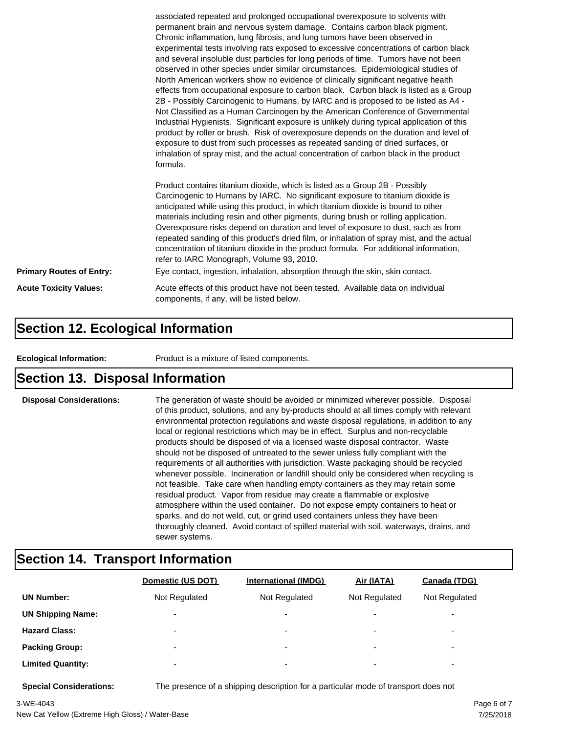associated repeated and prolonged occupational overexposure to solvents with permanent brain and nervous system damage. Contains carbon black pigment. Chronic inflammation, lung fibrosis, and lung tumors have been observed in experimental tests involving rats exposed to excessive concentrations of carbon black and several insoluble dust particles for long periods of time. Tumors have not been observed in other species under similar circumstances. Epidemiological studies of North American workers show no evidence of clinically significant negative health effects from occupational exposure to carbon black. Carbon black is listed as a Group 2B - Possibly Carcinogenic to Humans, by IARC and is proposed to be listed as A4 - Not Classified as a Human Carcinogen by the American Conference of Governmental Industrial Hygienists. Significant exposure is unlikely during typical application of this product by roller or brush. Risk of overexposure depends on the duration and level of exposure to dust from such processes as repeated sanding of dried surfaces, or inhalation of spray mist, and the actual concentration of carbon black in the product formula.

Product contains titanium dioxide, which is listed as a Group 2B - Possibly Carcinogenic to Humans by IARC. No significant exposure to titanium dioxide is anticipated while using this product, in which titanium dioxide is bound to other materials including resin and other pigments, during brush or rolling application. Overexposure risks depend on duration and level of exposure to dust, such as from repeated sanding of this product's dried film, or inhalation of spray mist, and the actual concentration of titanium dioxide in the product formula. For additional information, refer to IARC Monograph, Volume 93, 2010.

**Primary Routes of Entry:** Eye contact, ingestion, inhalation, absorption through the skin, skin contact.

**Acute Toxicity Values:** Acute effects of this product have not been tested. Available data on individual components, if any, will be listed below.

## Section 12. Ecological Information

**Ecological Information:** Product is a mixture of listed components.

## Section 13. Disposal Information

**Disposal Considerations:** The generation of waste should be avoided or minimized wherever possible. Disposal of this product, solutions, and any by-products should at all times comply with relevant environmental protection regulations and waste disposal regulations, in addition to any local or regional restrictions which may be in effect. Surplus and non-recyclable products should be disposed of via a licensed waste disposal contractor. Waste should not be disposed of untreated to the sewer unless fully compliant with the requirements of all authorities with jurisdiction. Waste packaging should be recycled whenever possible. Incineration or landfill should only be considered when recycling is not feasible. Take care when handling empty containers as they may retain some residual product. Vapor from residue may create a flammable or explosive atmosphere within the used container. Do not expose empty containers to heat or sparks, and do not weld, cut, or grind used containers unless they have been thoroughly cleaned. Avoid contact of spilled material with soil, waterways, drains, and sewer systems.

## Section 14. Transport Information

| | Domestic (US DOT) | International (IMDG) | Air (IATA) | Canada (TDG) |
|---|---|---|---|---|
| **UN Number:** | Not Regulated | Not Regulated | Not Regulated | Not Regulated |
| **UN Shipping Name:** | - | - | - | - |
| **Hazard Class:** | - | - | - | - |
| **Packing Group:** | - | - | - | - |
| **Limited Quantity:** | - | - | - | - |

**Special Considerations:** The presence of a shipping description for a particular mode of transport does not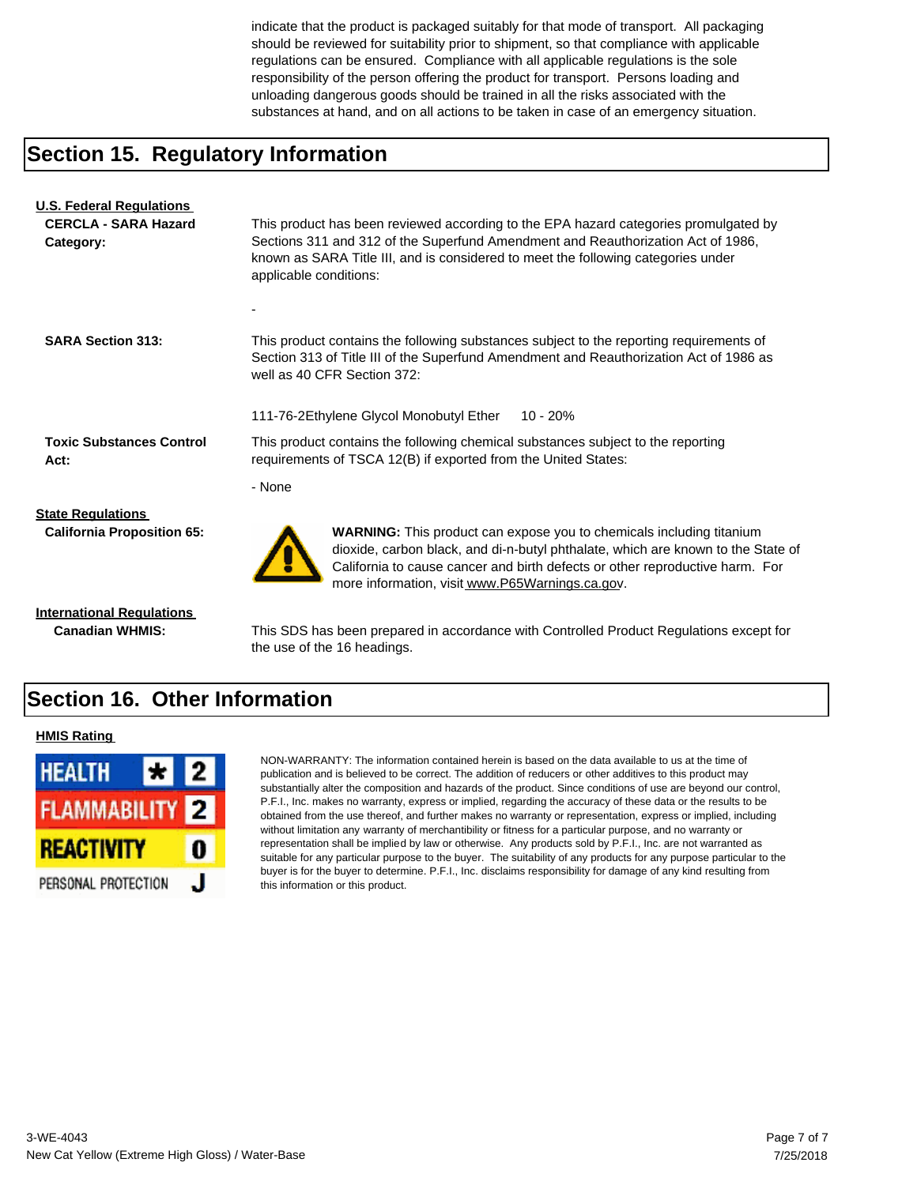indicate that the product is packaged suitably for that mode of transport. All packaging should be reviewed for suitability prior to shipment, so that compliance with applicable regulations can be ensured. Compliance with all applicable regulations is the sole responsibility of the person offering the product for transport. Persons loading and unloading dangerous goods should be trained in all the risks associated with the substances at hand, and on all actions to be taken in case of an emergency situation.

## Section 15. Regulatory Information

**U.S. Federal Regulations**

**CERCLA - SARA Hazard Category:**

This product has been reviewed according to the EPA hazard categories promulgated by Sections 311 and 312 of the Superfund Amendment and Reauthorization Act of 1986, known as SARA Title III, and is considered to meet the following categories under applicable conditions:

-

**SARA Section 313:**

This product contains the following substances subject to the reporting requirements of Section 313 of Title III of the Superfund Amendment and Reauthorization Act of 1986 as well as 40 CFR Section 372:

111-76-2Ethylene Glycol Monobutyl Ether 10 - 20%

**Toxic Substances Control Act:**

This product contains the following chemical substances subject to the reporting requirements of TSCA 12(B) if exported from the United States:

- None

**State Regulations**

**California Proposition 65:**

**WARNING:** This product can expose you to chemicals including titanium dioxide, carbon black, and di-n-butyl phthalate, which are known to the State of California to cause cancer and birth defects or other reproductive harm. For more information, visit www.P65Warnings.ca.gov.

**International Regulations**

**Canadian WHMIS:**

This SDS has been prepared in accordance with Controlled Product Regulations except for the use of the 16 headings.

## Section 16. Other Information

**HMIS Rating**

| | | |
|---|---|---|
| HEALTH | * | 2 |
| FLAMMABILITY | | 2 |
| REACTIVITY | | 0 |
| PERSONAL PROTECTION | | J |

NON-WARRANTY: The information contained herein is based on the data available to us at the time of publication and is believed to be correct. The addition of reducers or other additives to this product may substantially alter the composition and hazards of the product. Since conditions of use are beyond our control, P.F.I., Inc. makes no warranty, express or implied, regarding the accuracy of these data or the results to be obtained from the use thereof, and further makes no warranty or representation, express or implied, including without limitation any warranty of merchantibility or fitness for a particular purpose, and no warranty or representation shall be implied by law or otherwise. Any products sold by P.F.I., Inc. are not warranted as suitable for any particular purpose to the buyer. The suitability of any products for any purpose particular to the buyer is for the buyer to determine. P.F.I., Inc. disclaims responsibility for damage of any kind resulting from this information or this product.

3-WE-4043
New Cat Yellow (Extreme High Gloss) / Water-Base

7/25/2018